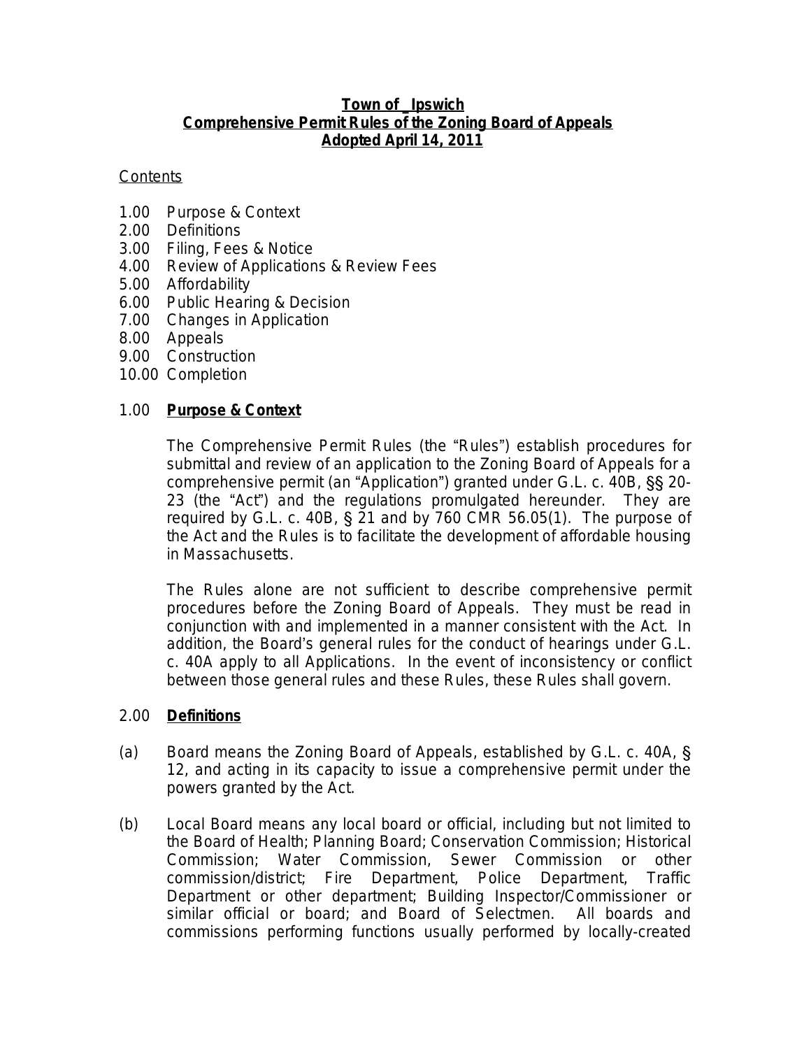# Town of \_Ipswich
## Comprehensive Permit Rules of the Zoning Board of Appeals
### Adopted April 14, 2011

Contents

1.00 Purpose & Context
2.00 Definitions
3.00 Filing, Fees & Notice
4.00 Review of Applications & Review Fees
5.00 Affordability
6.00 Public Hearing & Decision
7.00 Changes in Application
8.00 Appeals
9.00 Construction
10.00 Completion

1.00 **Purpose & Context**

The Comprehensive Permit Rules (the "Rules") establish procedures for submittal and review of an application to the Zoning Board of Appeals for a comprehensive permit (an "Application") granted under G.L. c. 40B, §§ 20-23 (the "Act") and the regulations promulgated hereunder. They are required by G.L. c. 40B, § 21 and by 760 CMR 56.05(1). The purpose of the Act and the Rules is to facilitate the development of affordable housing in Massachusetts.

The Rules alone are not sufficient to describe comprehensive permit procedures before the Zoning Board of Appeals. They must be read in conjunction with and implemented in a manner consistent with the Act. In addition, the Board's general rules for the conduct of hearings under G.L. c. 40A apply to all Applications. In the event of inconsistency or conflict between those general rules and these Rules, these Rules shall govern.

2.00 **Definitions**

(a) Board means the Zoning Board of Appeals, established by G.L. c. 40A, § 12, and acting in its capacity to issue a comprehensive permit under the powers granted by the Act.

(b) Local Board means any local board or official, including but not limited to the Board of Health; Planning Board; Conservation Commission; Historical Commission; Water Commission, Sewer Commission or other commission/district; Fire Department, Police Department, Traffic Department or other department; Building Inspector/Commissioner or similar official or board; and Board of Selectmen. All boards and commissions performing functions usually performed by locally-created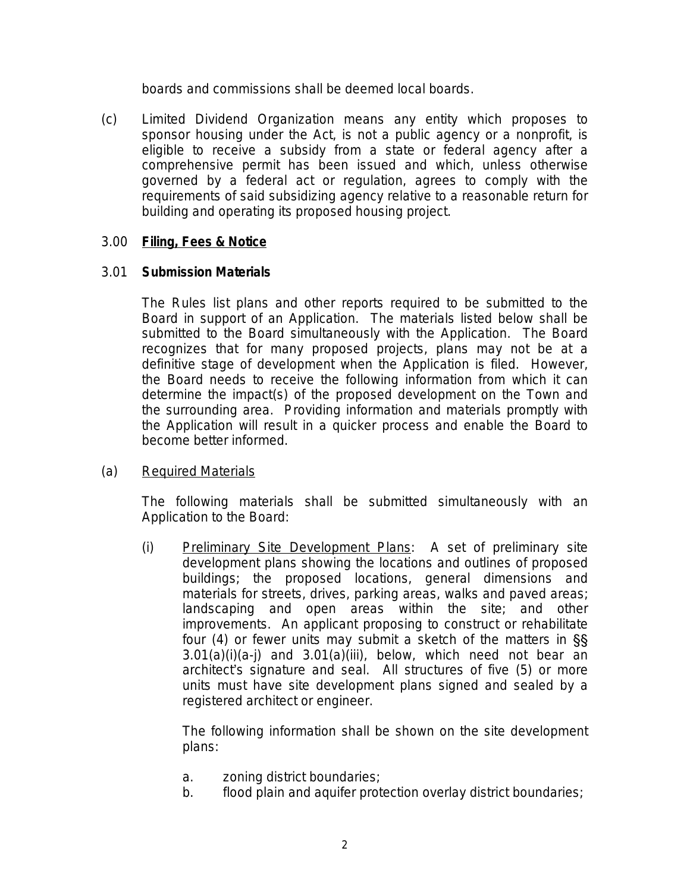boards and commissions shall be deemed local boards.

(c) Limited Dividend Organization means any entity which proposes to sponsor housing under the Act, is not a public agency or a nonprofit, is eligible to receive a subsidy from a state or federal agency after a comprehensive permit has been issued and which, unless otherwise governed by a federal act or regulation, agrees to comply with the requirements of said subsidizing agency relative to a reasonable return for building and operating its proposed housing project.

## 3.00 **Filing, Fees & Notice**

### 3.01 **Submission Materials**

The Rules list plans and other reports required to be submitted to the Board in support of an Application. The materials listed below shall be submitted to the Board simultaneously with the Application. The Board recognizes that for many proposed projects, plans may not be at a definitive stage of development when the Application is filed. However, the Board needs to receive the following information from which it can determine the impact(s) of the proposed development on the Town and the surrounding area. Providing information and materials promptly with the Application will result in a quicker process and enable the Board to become better informed.

(a) Required Materials

The following materials shall be submitted simultaneously with an Application to the Board:

(i) Preliminary Site Development Plans: A set of preliminary site development plans showing the locations and outlines of proposed buildings; the proposed locations, general dimensions and materials for streets, drives, parking areas, walks and paved areas; landscaping and open areas within the site; and other improvements. An applicant proposing to construct or rehabilitate four (4) or fewer units may submit a sketch of the matters in §§ 3.01(a)(i)(a-j) and 3.01(a)(iii), below, which need not bear an architect's signature and seal. All structures of five (5) or more units must have site development plans signed and sealed by a registered architect or engineer.

The following information shall be shown on the site development plans:

a. zoning district boundaries;
b. flood plain and aquifer protection overlay district boundaries;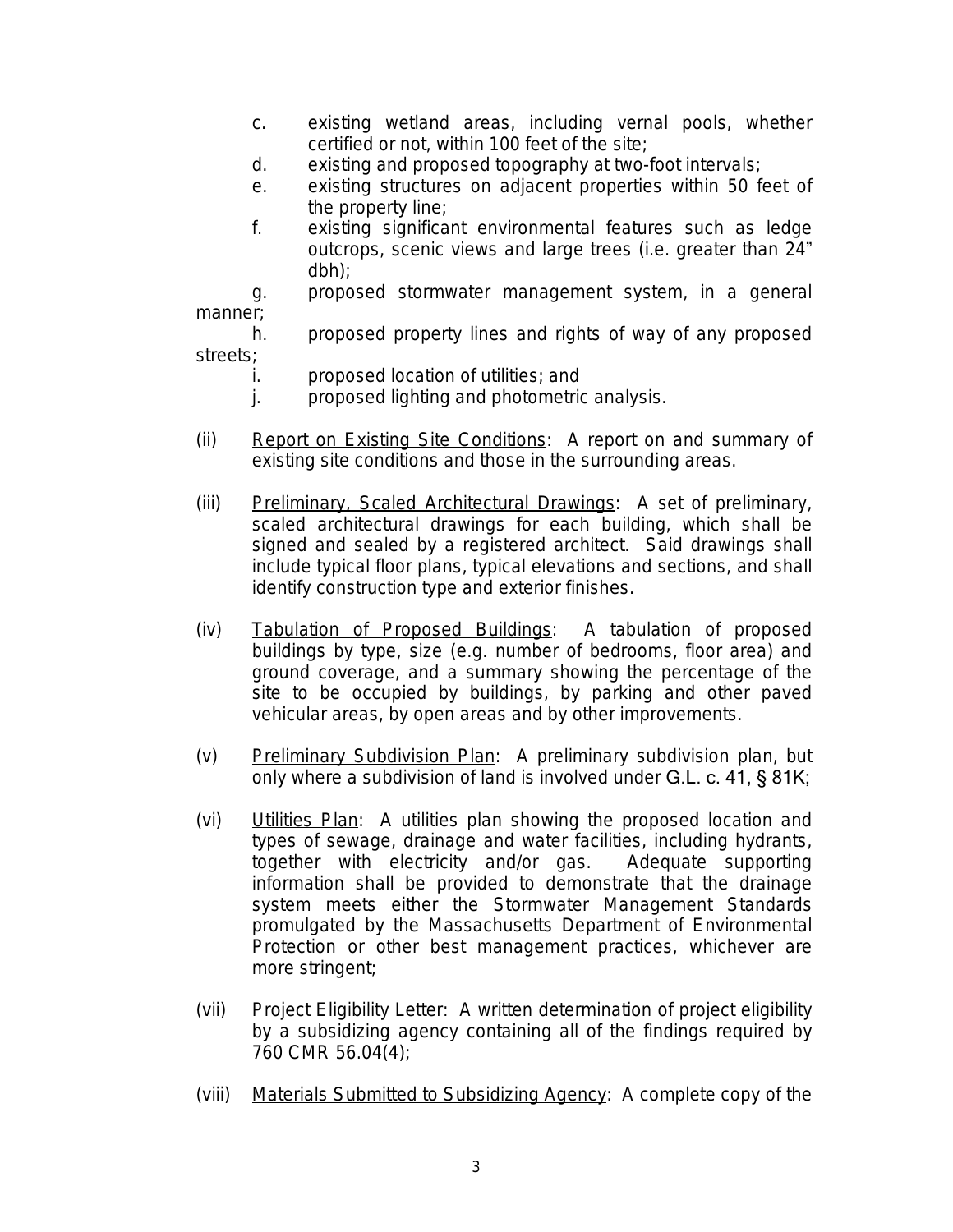c. existing wetland areas, including vernal pools, whether certified or not, within 100 feet of the site;
d. existing and proposed topography at two-foot intervals;
e. existing structures on adjacent properties within 50 feet of the property line;
f. existing significant environmental features such as ledge outcrops, scenic views and large trees (i.e. greater than 24" dbh);
g. proposed stormwater management system, in a general manner;
h. proposed property lines and rights of way of any proposed streets;
i. proposed location of utilities; and
j. proposed lighting and photometric analysis.

(ii) Report on Existing Site Conditions: A report on and summary of existing site conditions and those in the surrounding areas.

(iii) Preliminary, Scaled Architectural Drawings: A set of preliminary, scaled architectural drawings for each building, which shall be signed and sealed by a registered architect. Said drawings shall include typical floor plans, typical elevations and sections, and shall identify construction type and exterior finishes.

(iv) Tabulation of Proposed Buildings: A tabulation of proposed buildings by type, size (e.g. number of bedrooms, floor area) and ground coverage, and a summary showing the percentage of the site to be occupied by buildings, by parking and other paved vehicular areas, by open areas and by other improvements.

(v) Preliminary Subdivision Plan: A preliminary subdivision plan, but only where a subdivision of land is involved under G.L. c. 41, § 81K;

(vi) Utilities Plan: A utilities plan showing the proposed location and types of sewage, drainage and water facilities, including hydrants, together with electricity and/or gas. Adequate supporting information shall be provided to demonstrate that the drainage system meets either the Stormwater Management Standards promulgated by the Massachusetts Department of Environmental Protection or other best management practices, whichever are more stringent;

(vii) Project Eligibility Letter: A written determination of project eligibility by a subsidizing agency containing all of the findings required by 760 CMR 56.04(4);

(viii) Materials Submitted to Subsidizing Agency: A complete copy of the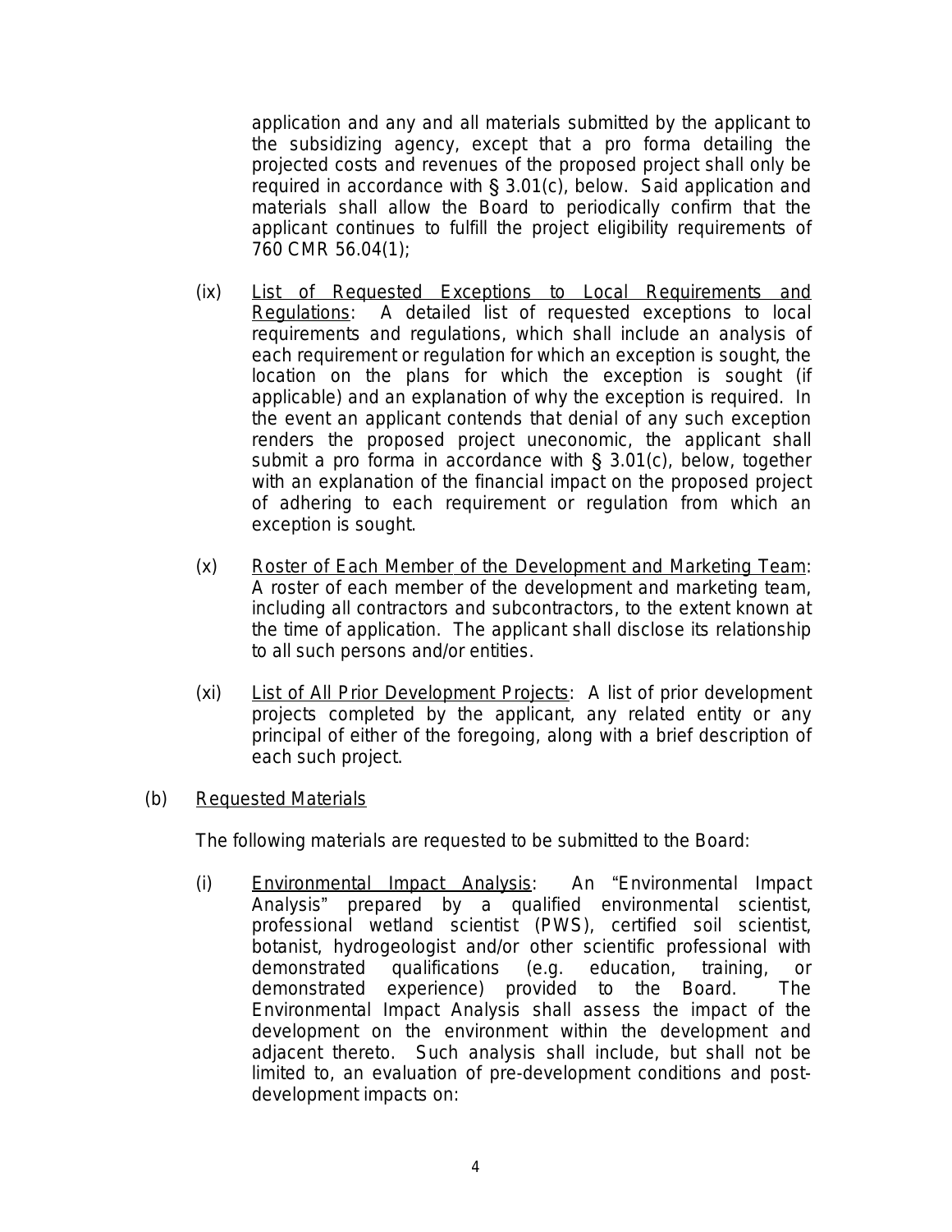application and any and all materials submitted by the applicant to the subsidizing agency, except that a pro forma detailing the projected costs and revenues of the proposed project shall only be required in accordance with § 3.01(c), below. Said application and materials shall allow the Board to periodically confirm that the applicant continues to fulfill the project eligibility requirements of 760 CMR 56.04(1);

(ix) List of Requested Exceptions to Local Requirements and Regulations: A detailed list of requested exceptions to local requirements and regulations, which shall include an analysis of each requirement or regulation for which an exception is sought, the location on the plans for which the exception is sought (if applicable) and an explanation of why the exception is required. In the event an applicant contends that denial of any such exception renders the proposed project uneconomic, the applicant shall submit a pro forma in accordance with § 3.01(c), below, together with an explanation of the financial impact on the proposed project of adhering to each requirement or regulation from which an exception is sought.

(x) Roster of Each Member of the Development and Marketing Team: A roster of each member of the development and marketing team, including all contractors and subcontractors, to the extent known at the time of application. The applicant shall disclose its relationship to all such persons and/or entities.

(xi) List of All Prior Development Projects: A list of prior development projects completed by the applicant, any related entity or any principal of either of the foregoing, along with a brief description of each such project.

(b) Requested Materials

The following materials are requested to be submitted to the Board:

(i) Environmental Impact Analysis: An "Environmental Impact Analysis" prepared by a qualified environmental scientist, professional wetland scientist (PWS), certified soil scientist, botanist, hydrogeologist and/or other scientific professional with demonstrated qualifications (e.g. education, training, or demonstrated experience) provided to the Board. The Environmental Impact Analysis shall assess the impact of the development on the environment within the development and adjacent thereto. Such analysis shall include, but shall not be limited to, an evaluation of pre-development conditions and post-development impacts on: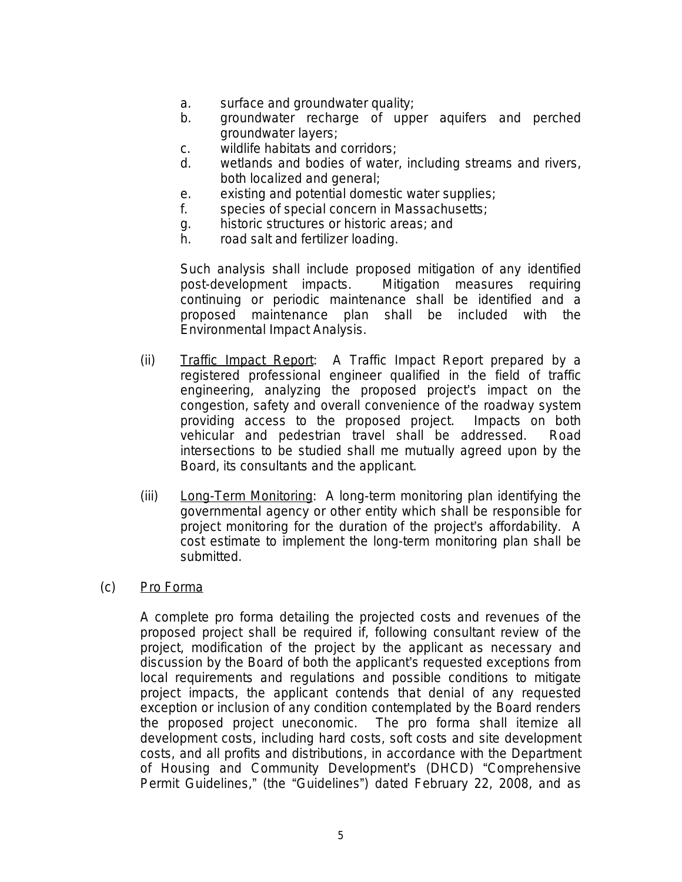a. surface and groundwater quality;
b. groundwater recharge of upper aquifers and perched groundwater layers;
c. wildlife habitats and corridors;
d. wetlands and bodies of water, including streams and rivers, both localized and general;
e. existing and potential domestic water supplies;
f. species of special concern in Massachusetts;
g. historic structures or historic areas; and
h. road salt and fertilizer loading.

Such analysis shall include proposed mitigation of any identified post-development impacts. Mitigation measures requiring continuing or periodic maintenance shall be identified and a proposed maintenance plan shall be included with the Environmental Impact Analysis.

(ii) <u>Traffic Impact Report</u>: A Traffic Impact Report prepared by a registered professional engineer qualified in the field of traffic engineering, analyzing the proposed project's impact on the congestion, safety and overall convenience of the roadway system providing access to the proposed project. Impacts on both vehicular and pedestrian travel shall be addressed. Road intersections to be studied shall me mutually agreed upon by the Board, its consultants and the applicant.

(iii) <u>Long-Term Monitoring</u>: A long-term monitoring plan identifying the governmental agency or other entity which shall be responsible for project monitoring for the duration of the project's affordability. A cost estimate to implement the long-term monitoring plan shall be submitted.

(c) <u>Pro Forma</u>

A complete pro forma detailing the projected costs and revenues of the proposed project shall be required if, following consultant review of the project, modification of the project by the applicant as necessary and discussion by the Board of both the applicant's requested exceptions from local requirements and regulations and possible conditions to mitigate project impacts, the applicant contends that denial of any requested exception or inclusion of any condition contemplated by the Board renders the proposed project uneconomic. The pro forma shall itemize all development costs, including hard costs, soft costs and site development costs, and all profits and distributions, in accordance with the Department of Housing and Community Development's (DHCD) "Comprehensive Permit Guidelines," (the "Guidelines") dated February 22, 2008, and as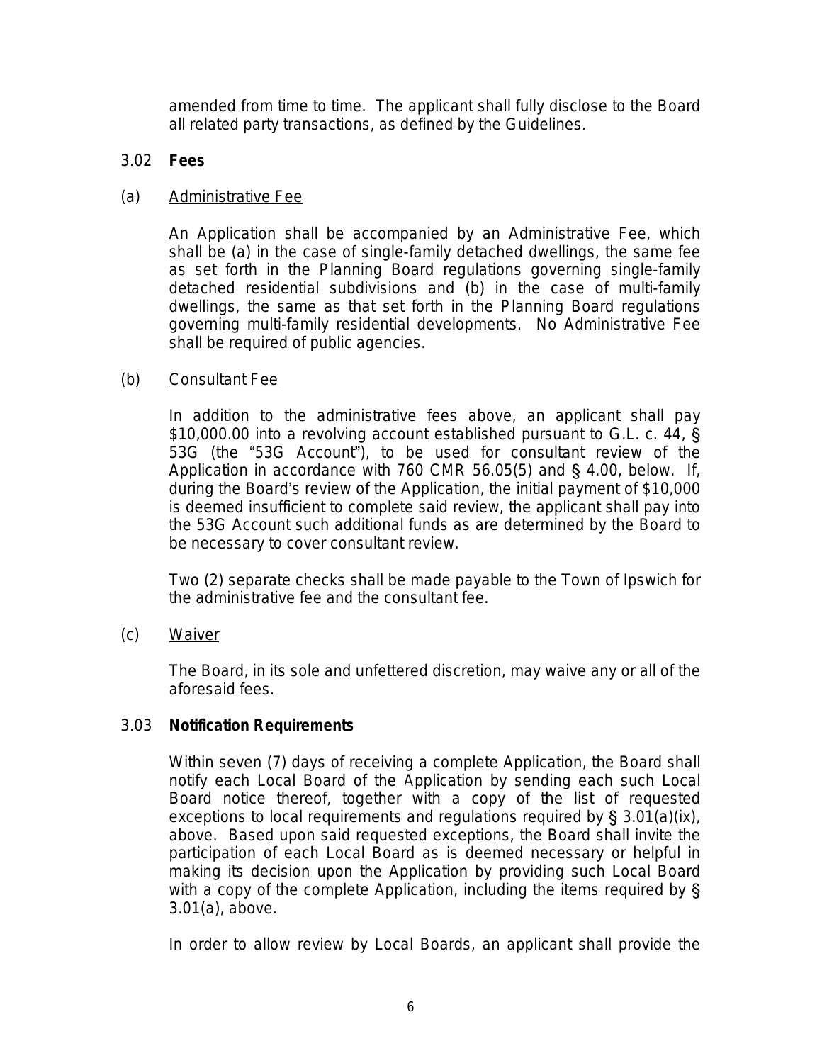amended from time to time. The applicant shall fully disclose to the Board all related party transactions, as defined by the Guidelines.

### 3.02 **Fees**

(a) Administrative Fee

An Application shall be accompanied by an Administrative Fee, which shall be (a) in the case of single-family detached dwellings, the same fee as set forth in the Planning Board regulations governing single-family detached residential subdivisions and (b) in the case of multi-family dwellings, the same as that set forth in the Planning Board regulations governing multi-family residential developments. No Administrative Fee shall be required of public agencies.

(b) Consultant Fee

In addition to the administrative fees above, an applicant shall pay $10,000.00 into a revolving account established pursuant to G.L. c. 44, § 53G (the "53G Account"), to be used for consultant review of the Application in accordance with 760 CMR 56.05(5) and § 4.00, below. If, during the Board's review of the Application, the initial payment of $10,000 is deemed insufficient to complete said review, the applicant shall pay into the 53G Account such additional funds as are determined by the Board to be necessary to cover consultant review.

Two (2) separate checks shall be made payable to the Town of Ipswich for the administrative fee and the consultant fee.

(c) Waiver

The Board, in its sole and unfettered discretion, may waive any or all of the aforesaid fees.

### 3.03 **Notification Requirements**

Within seven (7) days of receiving a complete Application, the Board shall notify each Local Board of the Application by sending each such Local Board notice thereof, together with a copy of the list of requested exceptions to local requirements and regulations required by § 3.01(a)(ix), above. Based upon said requested exceptions, the Board shall invite the participation of each Local Board as is deemed necessary or helpful in making its decision upon the Application by providing such Local Board with a copy of the complete Application, including the items required by § 3.01(a), above.

In order to allow review by Local Boards, an applicant shall provide the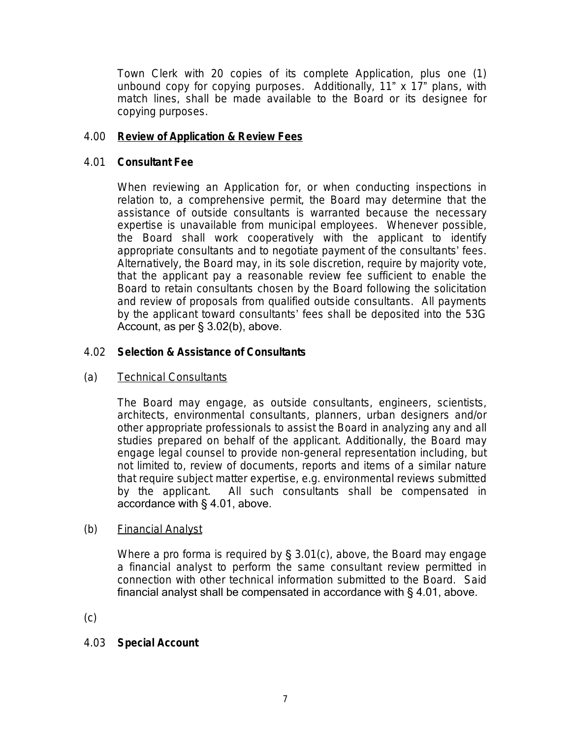Town Clerk with 20 copies of its complete Application, plus one (1) unbound copy for copying purposes. Additionally, 11" x 17" plans, with match lines, shall be made available to the Board or its designee for copying purposes.

## 4.00 **<u>Review of Application & Review Fees</u>**

### 4.01 **Consultant Fee**

When reviewing an Application for, or when conducting inspections in relation to, a comprehensive permit, the Board may determine that the assistance of outside consultants is warranted because the necessary expertise is unavailable from municipal employees. Whenever possible, the Board shall work cooperatively with the applicant to identify appropriate consultants and to negotiate payment of the consultants' fees. Alternatively, the Board may, in its sole discretion, require by majority vote, that the applicant pay a reasonable review fee sufficient to enable the Board to retain consultants chosen by the Board following the solicitation and review of proposals from qualified outside consultants. All payments by the applicant toward consultants' fees shall be deposited into the 53G Account, as per § 3.02(b), above.

### 4.02 **Selection & Assistance of Consultants**

(a) <u>Technical Consultants</u>

The Board may engage, as outside consultants, engineers, scientists, architects, environmental consultants, planners, urban designers and/or other appropriate professionals to assist the Board in analyzing any and all studies prepared on behalf of the applicant. Additionally, the Board may engage legal counsel to provide non-general representation including, but not limited to, review of documents, reports and items of a similar nature that require subject matter expertise, e.g. environmental reviews submitted by the applicant. All such consultants shall be compensated in accordance with § 4.01, above.

(b) <u>Financial Analyst</u>

Where a pro forma is required by § 3.01(c), above, the Board may engage a financial analyst to perform the same consultant review permitted in connection with other technical information submitted to the Board. Said financial analyst shall be compensated in accordance with § 4.01, above.

(c)

### 4.03 **Special Account**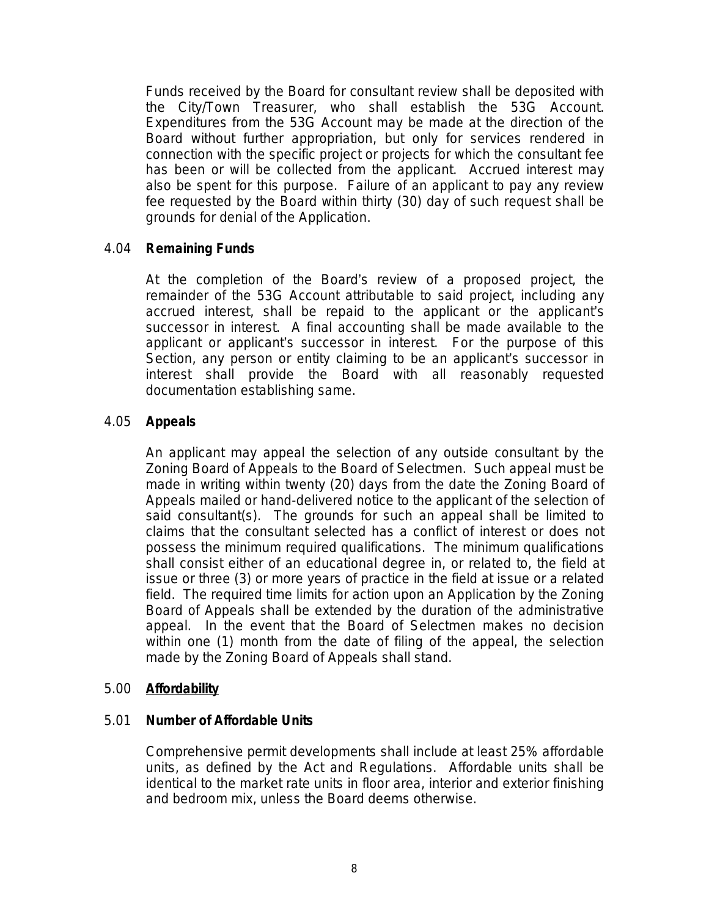Funds received by the Board for consultant review shall be deposited with the City/Town Treasurer, who shall establish the 53G Account. Expenditures from the 53G Account may be made at the direction of the Board without further appropriation, but only for services rendered in connection with the specific project or projects for which the consultant fee has been or will be collected from the applicant. Accrued interest may also be spent for this purpose. Failure of an applicant to pay any review fee requested by the Board within thirty (30) day of such request shall be grounds for denial of the Application.

### 4.04 **Remaining Funds**

At the completion of the Board's review of a proposed project, the remainder of the 53G Account attributable to said project, including any accrued interest, shall be repaid to the applicant or the applicant's successor in interest. A final accounting shall be made available to the applicant or applicant's successor in interest. For the purpose of this Section, any person or entity claiming to be an applicant's successor in interest shall provide the Board with all reasonably requested documentation establishing same.

### 4.05 **Appeals**

An applicant may appeal the selection of any outside consultant by the Zoning Board of Appeals to the Board of Selectmen. Such appeal must be made in writing within twenty (20) days from the date the Zoning Board of Appeals mailed or hand-delivered notice to the applicant of the selection of said consultant(s). The grounds for such an appeal shall be limited to claims that the consultant selected has a conflict of interest or does not possess the minimum required qualifications. The minimum qualifications shall consist either of an educational degree in, or related to, the field at issue or three (3) or more years of practice in the field at issue or a related field. The required time limits for action upon an Application by the Zoning Board of Appeals shall be extended by the duration of the administrative appeal. In the event that the Board of Selectmen makes no decision within one (1) month from the date of filing of the appeal, the selection made by the Zoning Board of Appeals shall stand.

## 5.00 **Affordability**

### 5.01 **Number of Affordable Units**

Comprehensive permit developments shall include at least 25% affordable units, as defined by the Act and Regulations. Affordable units shall be identical to the market rate units in floor area, interior and exterior finishing and bedroom mix, unless the Board deems otherwise.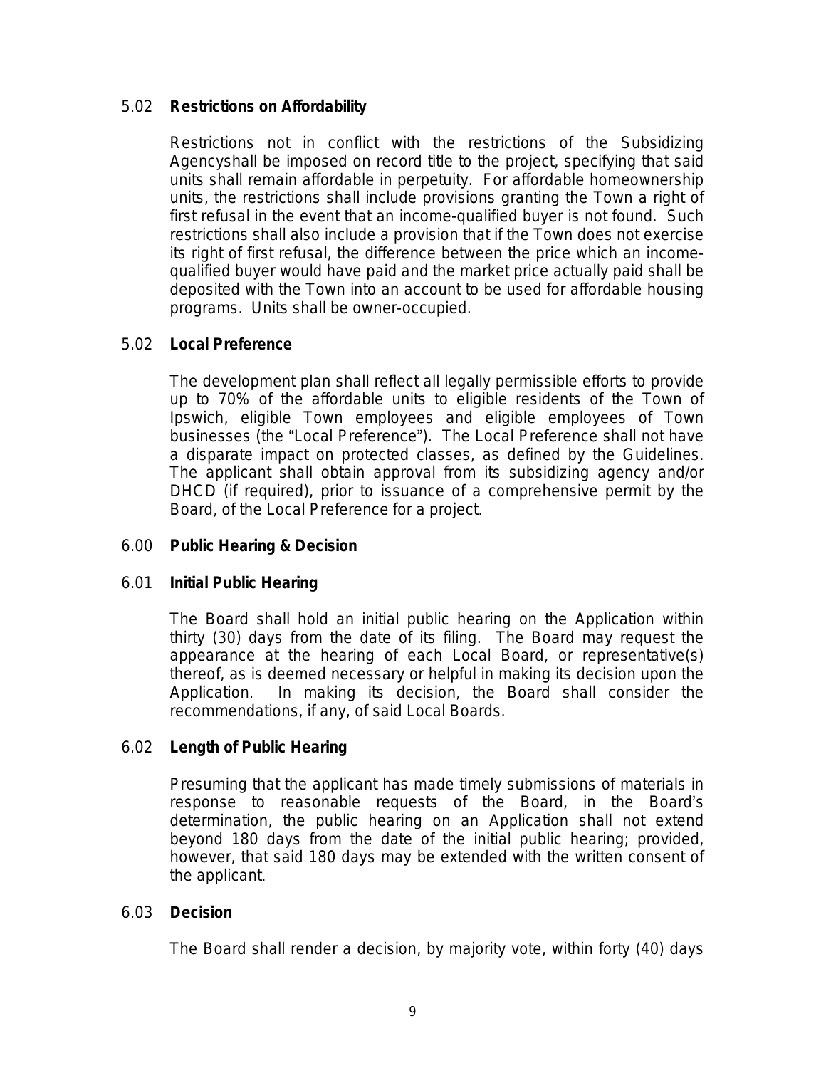### 5.02 **Restrictions on Affordability**

Restrictions not in conflict with the restrictions of the Subsidizing Agencyshall be imposed on record title to the project, specifying that said units shall remain affordable in perpetuity. For affordable homeownership units, the restrictions shall include provisions granting the Town a right of first refusal in the event that an income-qualified buyer is not found. Such restrictions shall also include a provision that if the Town does not exercise its right of first refusal, the difference between the price which an income-qualified buyer would have paid and the market price actually paid shall be deposited with the Town into an account to be used for affordable housing programs. Units shall be owner-occupied.

### 5.02 **Local Preference**

The development plan shall reflect all legally permissible efforts to provide up to 70% of the affordable units to eligible residents of the Town of Ipswich, eligible Town employees and eligible employees of Town businesses (the "Local Preference"). The Local Preference shall not have a disparate impact on protected classes, as defined by the Guidelines. The applicant shall obtain approval from its subsidizing agency and/or DHCD (if required), prior to issuance of a comprehensive permit by the Board, of the Local Preference for a project.

## 6.00 **Public Hearing & Decision**

### 6.01 **Initial Public Hearing**

The Board shall hold an initial public hearing on the Application within thirty (30) days from the date of its filing. The Board may request the appearance at the hearing of each Local Board, or representative(s) thereof, as is deemed necessary or helpful in making its decision upon the Application. In making its decision, the Board shall consider the recommendations, if any, of said Local Boards.

### 6.02 **Length of Public Hearing**

Presuming that the applicant has made timely submissions of materials in response to reasonable requests of the Board, in the Board's determination, the public hearing on an Application shall not extend beyond 180 days from the date of the initial public hearing; provided, however, that said 180 days may be extended with the written consent of the applicant.

### 6.03 **Decision**

The Board shall render a decision, by majority vote, within forty (40) days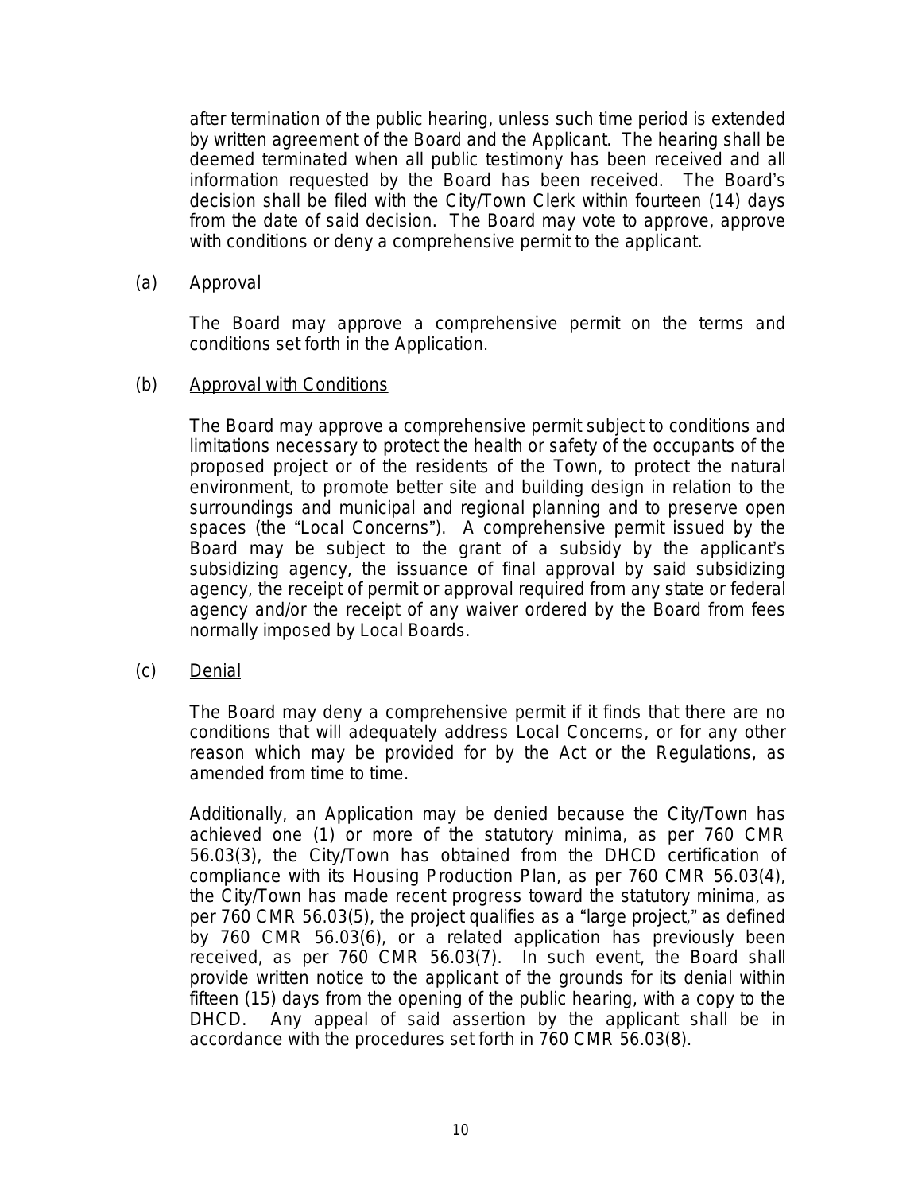after termination of the public hearing, unless such time period is extended by written agreement of the Board and the Applicant. The hearing shall be deemed terminated when all public testimony has been received and all information requested by the Board has been received. The Board's decision shall be filed with the City/Town Clerk within fourteen (14) days from the date of said decision. The Board may vote to approve, approve with conditions or deny a comprehensive permit to the applicant.

(a) Approval

The Board may approve a comprehensive permit on the terms and conditions set forth in the Application.

(b) Approval with Conditions

The Board may approve a comprehensive permit subject to conditions and limitations necessary to protect the health or safety of the occupants of the proposed project or of the residents of the Town, to protect the natural environment, to promote better site and building design in relation to the surroundings and municipal and regional planning and to preserve open spaces (the "Local Concerns"). A comprehensive permit issued by the Board may be subject to the grant of a subsidy by the applicant's subsidizing agency, the issuance of final approval by said subsidizing agency, the receipt of permit or approval required from any state or federal agency and/or the receipt of any waiver ordered by the Board from fees normally imposed by Local Boards.

(c) Denial

The Board may deny a comprehensive permit if it finds that there are no conditions that will adequately address Local Concerns, or for any other reason which may be provided for by the Act or the Regulations, as amended from time to time.

Additionally, an Application may be denied because the City/Town has achieved one (1) or more of the statutory minima, as per 760 CMR 56.03(3), the City/Town has obtained from the DHCD certification of compliance with its Housing Production Plan, as per 760 CMR 56.03(4), the City/Town has made recent progress toward the statutory minima, as per 760 CMR 56.03(5), the project qualifies as a "large project," as defined by 760 CMR 56.03(6), or a related application has previously been received, as per 760 CMR 56.03(7). In such event, the Board shall provide written notice to the applicant of the grounds for its denial within fifteen (15) days from the opening of the public hearing, with a copy to the DHCD. Any appeal of said assertion by the applicant shall be in accordance with the procedures set forth in 760 CMR 56.03(8).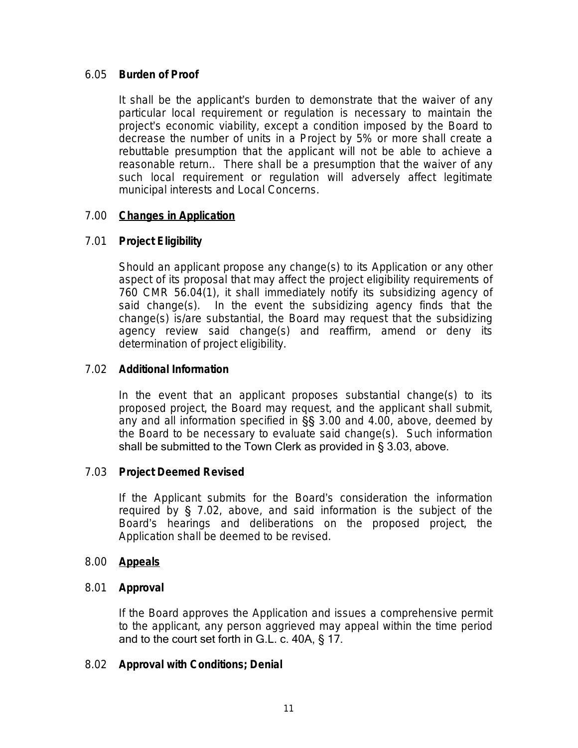6.05 **Burden of Proof**

It shall be the applicant's burden to demonstrate that the waiver of any particular local requirement or regulation is necessary to maintain the project's economic viability, except a condition imposed by the Board to decrease the number of units in a Project by 5% or more shall create a rebuttable presumption that the applicant will not be able to achieve a reasonable return.. There shall be a presumption that the waiver of any such local requirement or regulation will adversely affect legitimate municipal interests and Local Concerns.

## 7.00 **Changes in Application**

7.01 **Project Eligibility**

Should an applicant propose any change(s) to its Application or any other aspect of its proposal that may affect the project eligibility requirements of 760 CMR 56.04(1), it shall immediately notify its subsidizing agency of said change(s). In the event the subsidizing agency finds that the change(s) is/are substantial, the Board may request that the subsidizing agency review said change(s) and reaffirm, amend or deny its determination of project eligibility.

7.02 **Additional Information**

In the event that an applicant proposes substantial change(s) to its proposed project, the Board may request, and the applicant shall submit, any and all information specified in §§ 3.00 and 4.00, above, deemed by the Board to be necessary to evaluate said change(s). Such information shall be submitted to the Town Clerk as provided in § 3.03, above.

7.03 **Project Deemed Revised**

If the Applicant submits for the Board's consideration the information required by § 7.02, above, and said information is the subject of the Board's hearings and deliberations on the proposed project, the Application shall be deemed to be revised.

## 8.00 **Appeals**

8.01 **Approval**

If the Board approves the Application and issues a comprehensive permit to the applicant, any person aggrieved may appeal within the time period and to the court set forth in G.L. c. 40A, § 17.

8.02 **Approval with Conditions; Denial**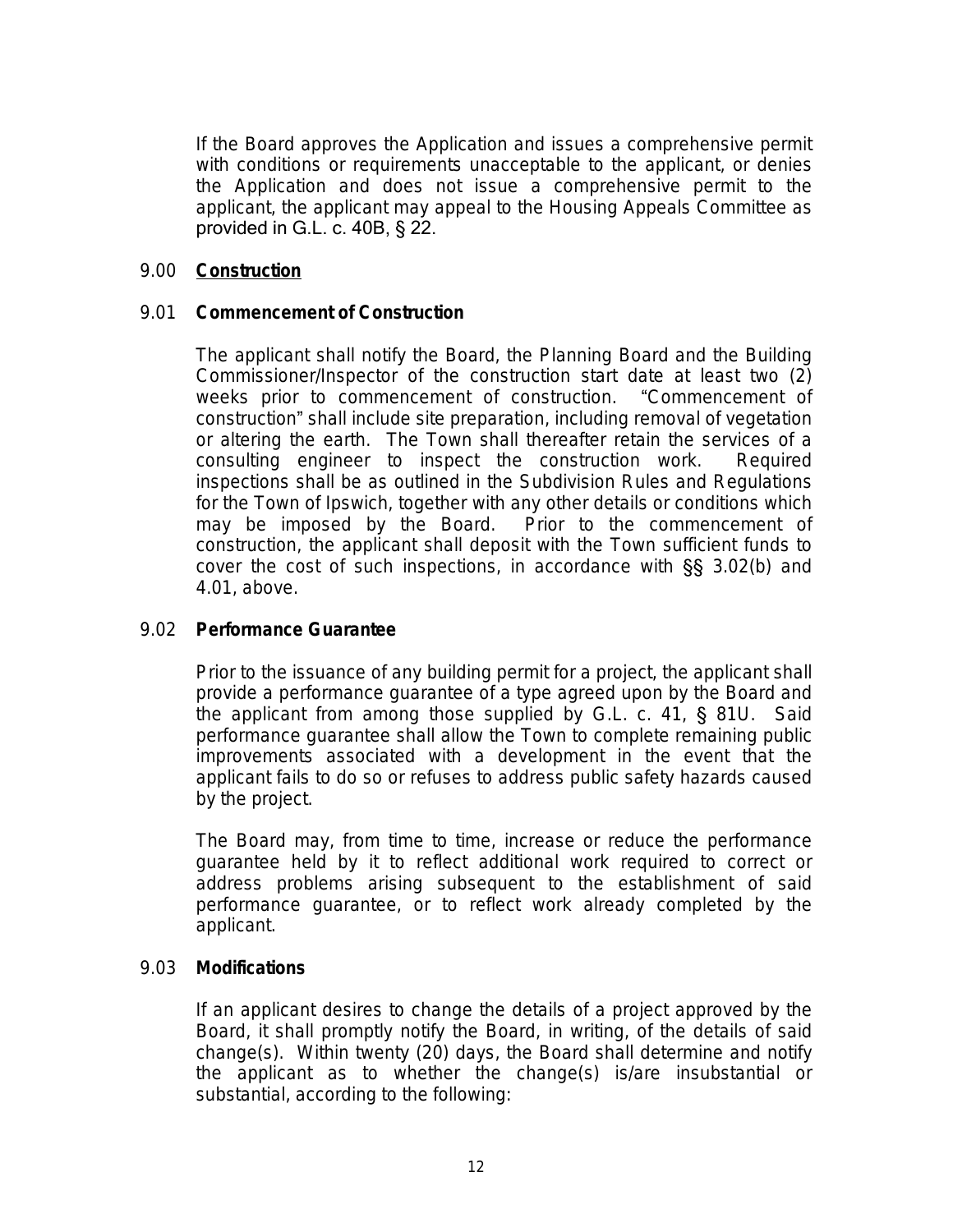If the Board approves the Application and issues a comprehensive permit with conditions or requirements unacceptable to the applicant, or denies the Application and does not issue a comprehensive permit to the applicant, the applicant may appeal to the Housing Appeals Committee as provided in G.L. c. 40B, § 22.

## 9.00 **Construction**

### 9.01 **Commencement of Construction**

The applicant shall notify the Board, the Planning Board and the Building Commissioner/Inspector of the construction start date at least two (2) weeks prior to commencement of construction. "Commencement of construction" shall include site preparation, including removal of vegetation or altering the earth. The Town shall thereafter retain the services of a consulting engineer to inspect the construction work. Required inspections shall be as outlined in the Subdivision Rules and Regulations for the Town of Ipswich, together with any other details or conditions which may be imposed by the Board. Prior to the commencement of construction, the applicant shall deposit with the Town sufficient funds to cover the cost of such inspections, in accordance with §§ 3.02(b) and 4.01, above.

### 9.02 **Performance Guarantee**

Prior to the issuance of any building permit for a project, the applicant shall provide a performance guarantee of a type agreed upon by the Board and the applicant from among those supplied by G.L. c. 41, § 81U. Said performance guarantee shall allow the Town to complete remaining public improvements associated with a development in the event that the applicant fails to do so or refuses to address public safety hazards caused by the project.

The Board may, from time to time, increase or reduce the performance guarantee held by it to reflect additional work required to correct or address problems arising subsequent to the establishment of said performance guarantee, or to reflect work already completed by the applicant.

### 9.03 **Modifications**

If an applicant desires to change the details of a project approved by the Board, it shall promptly notify the Board, in writing, of the details of said change(s). Within twenty (20) days, the Board shall determine and notify the applicant as to whether the change(s) is/are insubstantial or substantial, according to the following: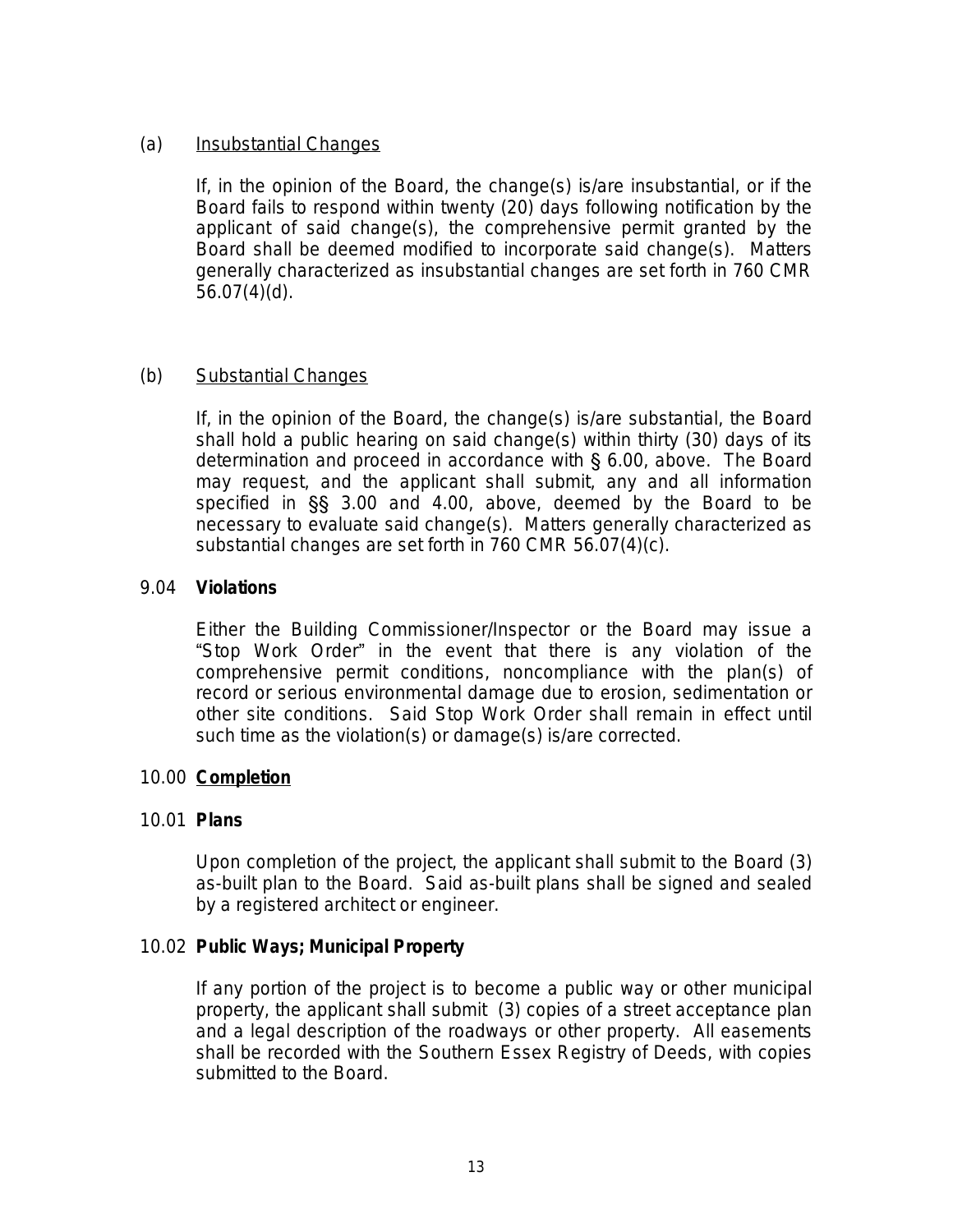(a) Insubstantial Changes

If, in the opinion of the Board, the change(s) is/are insubstantial, or if the Board fails to respond within twenty (20) days following notification by the applicant of said change(s), the comprehensive permit granted by the Board shall be deemed modified to incorporate said change(s). Matters generally characterized as insubstantial changes are set forth in 760 CMR 56.07(4)(d).

(b) Substantial Changes

If, in the opinion of the Board, the change(s) is/are substantial, the Board shall hold a public hearing on said change(s) within thirty (30) days of its determination and proceed in accordance with § 6.00, above. The Board may request, and the applicant shall submit, any and all information specified in §§ 3.00 and 4.00, above, deemed by the Board to be necessary to evaluate said change(s). Matters generally characterized as substantial changes are set forth in 760 CMR 56.07(4)(c).

9.04 **Violations**

Either the Building Commissioner/Inspector or the Board may issue a "Stop Work Order" in the event that there is any violation of the comprehensive permit conditions, noncompliance with the plan(s) of record or serious environmental damage due to erosion, sedimentation or other site conditions. Said Stop Work Order shall remain in effect until such time as the violation(s) or damage(s) is/are corrected.

## 10.00 **Completion**

10.01 **Plans**

Upon completion of the project, the applicant shall submit to the Board (3) as-built plan to the Board. Said as-built plans shall be signed and sealed by a registered architect or engineer.

10.02 **Public Ways; Municipal Property**

If any portion of the project is to become a public way or other municipal property, the applicant shall submit (3) copies of a street acceptance plan and a legal description of the roadways or other property. All easements shall be recorded with the Southern Essex Registry of Deeds, with copies submitted to the Board.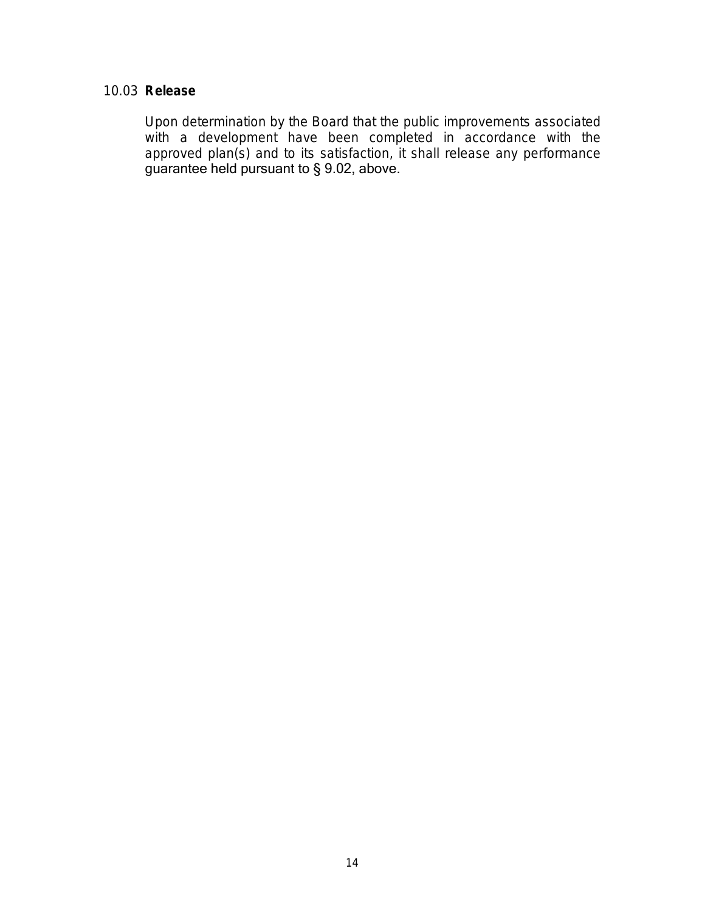### 10.03 **Release**

Upon determination by the Board that the public improvements associated with a development have been completed in accordance with the approved plan(s) and to its satisfaction, it shall release any performance guarantee held pursuant to § 9.02, above.